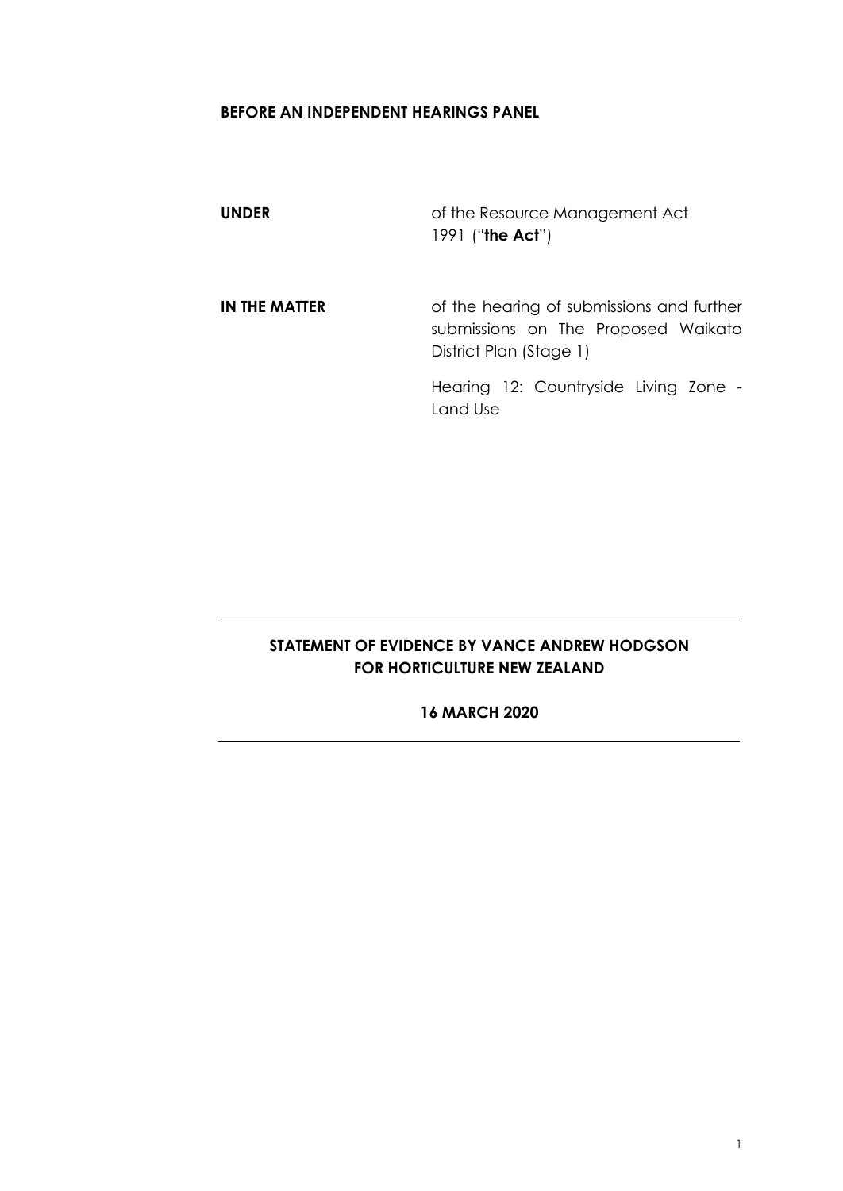**BEFORE AN INDEPENDENT HEARINGS PANEL**

| | |
|---|---|
| **UNDER** | of the Resource Management Act 1991 ("**the Act**") |
| **IN THE MATTER** | of the hearing of submissions and further submissions on The Proposed Waikato District Plan (Stage 1)<br><br>Hearing 12: Countryside Living Zone - Land Use |

---

**STATEMENT OF EVIDENCE BY VANCE ANDREW HODGSON FOR HORTICULTURE NEW ZEALAND**

**16 MARCH 2020**

---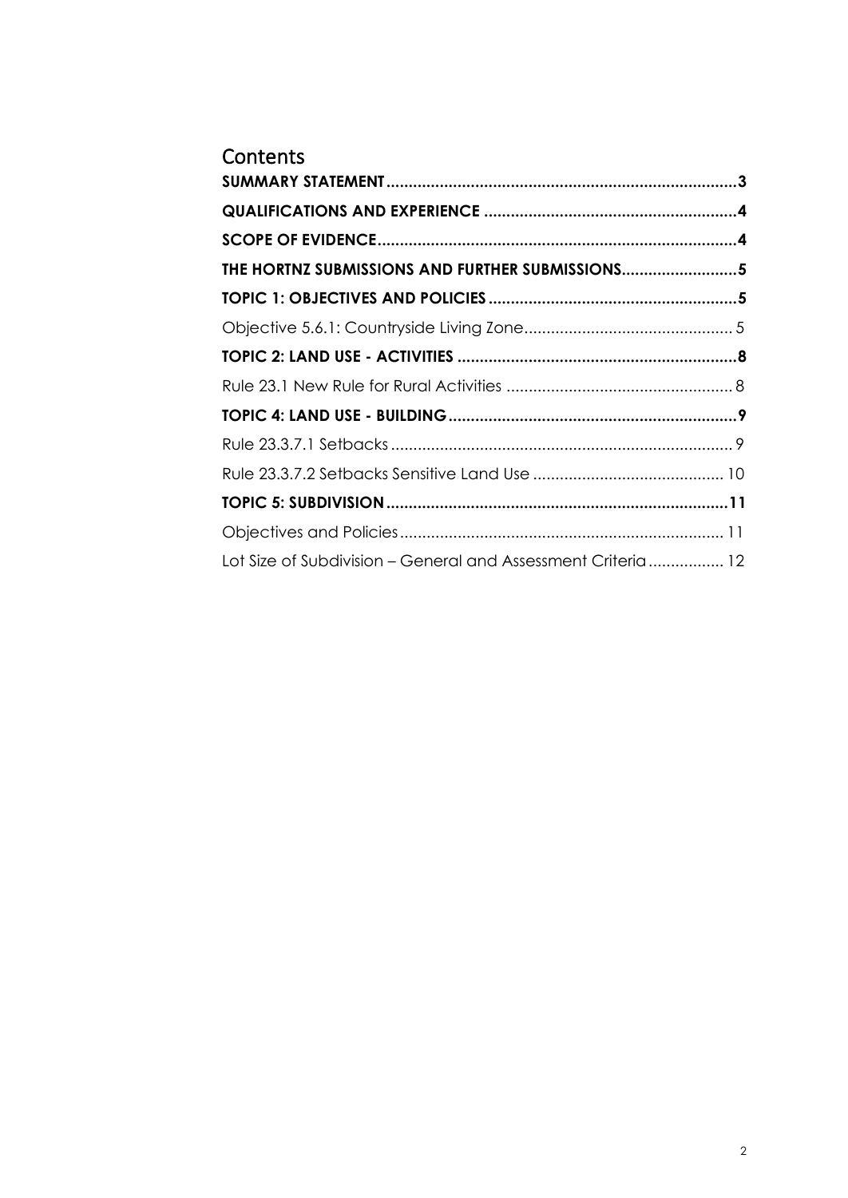# Contents

**SUMMARY STATEMENT** .......... **3**

**QUALIFICATIONS AND EXPERIENCE** .......... **4**

**SCOPE OF EVIDENCE** .......... **4**

**THE HORTNZ SUBMISSIONS AND FURTHER SUBMISSIONS** .......... **5**

**TOPIC 1: OBJECTIVES AND POLICIES** .......... **5**

Objective 5.6.1: Countryside Living Zone .......... 5

**TOPIC 2: LAND USE - ACTIVITIES** .......... **8**

Rule 23.1 New Rule for Rural Activities .......... 8

**TOPIC 4: LAND USE - BUILDING** .......... **9**

Rule 23.3.7.1 Setbacks .......... 9

Rule 23.3.7.2 Setbacks Sensitive Land Use .......... 10

**TOPIC 5: SUBDIVISION** .......... **11**

Objectives and Policies .......... 11

Lot Size of Subdivision – General and Assessment Criteria .......... 12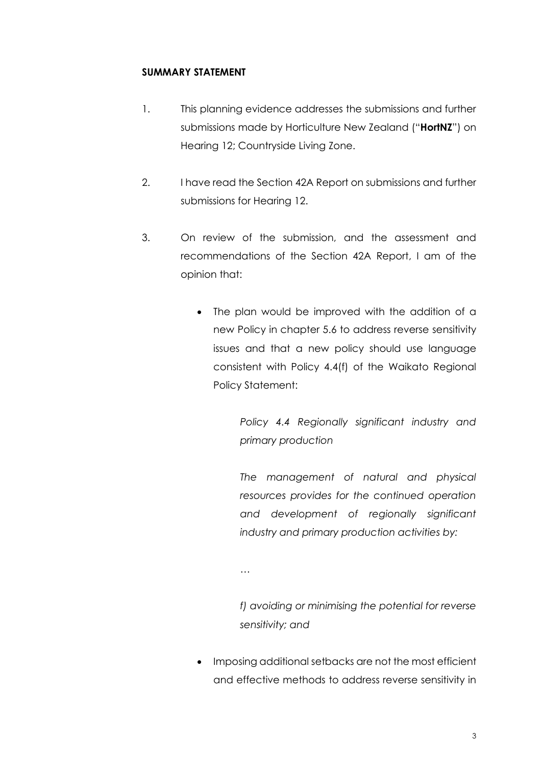**SUMMARY STATEMENT**

1. This planning evidence addresses the submissions and further submissions made by Horticulture New Zealand ("**HortNZ**") on Hearing 12; Countryside Living Zone.

2. I have read the Section 42A Report on submissions and further submissions for Hearing 12.

3. On review of the submission, and the assessment and recommendations of the Section 42A Report, I am of the opinion that:

   - The plan would be improved with the addition of a new Policy in chapter 5.6 to address reverse sensitivity issues and that a new policy should use language consistent with Policy 4.4(f) of the Waikato Regional Policy Statement:

     *Policy 4.4 Regionally significant industry and primary production*

     *The management of natural and physical resources provides for the continued operation and development of regionally significant industry and primary production activities by:*

     …

     *f) avoiding or minimising the potential for reverse sensitivity; and*

   - Imposing additional setbacks are not the most efficient and effective methods to address reverse sensitivity in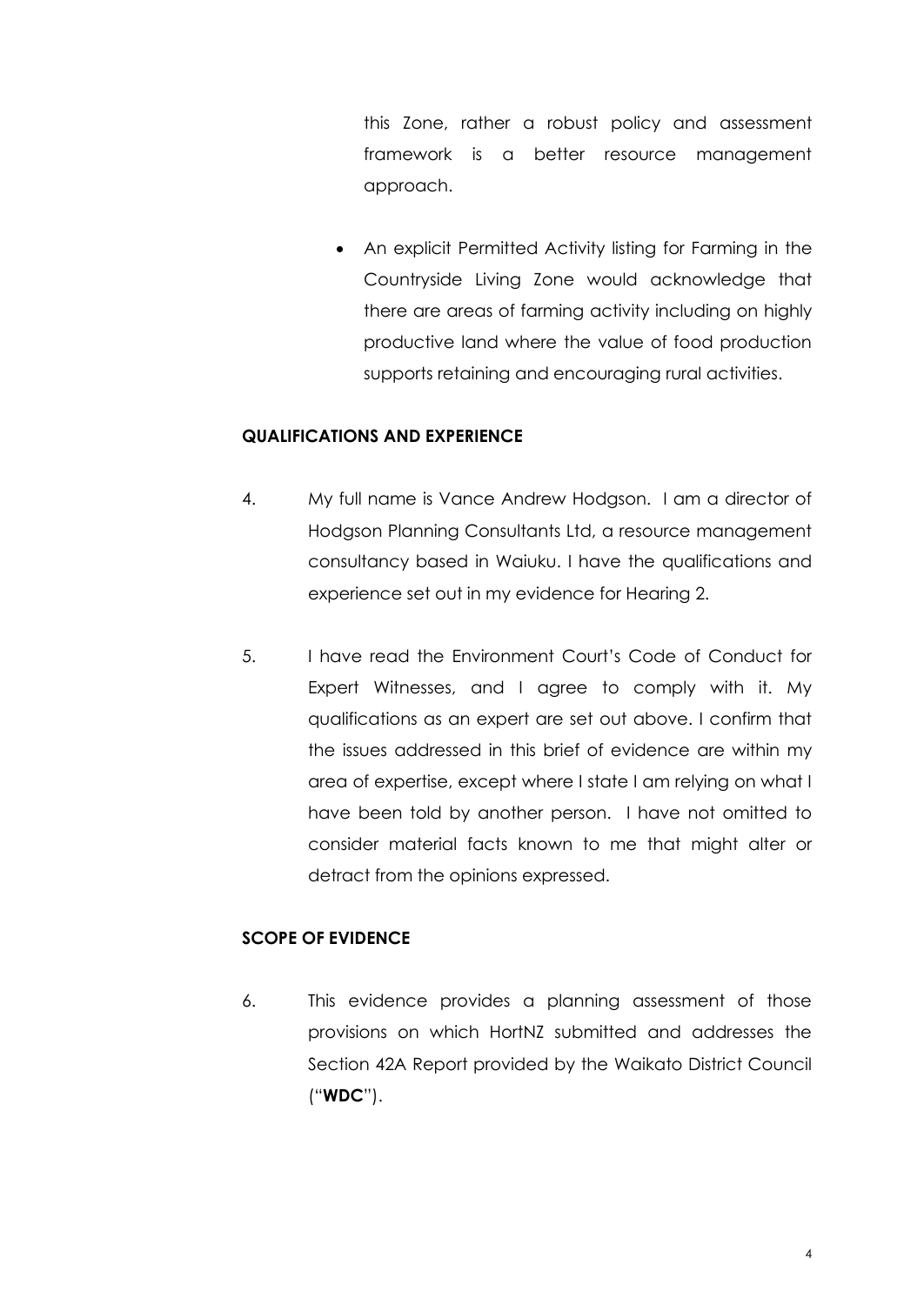this Zone, rather a robust policy and assessment framework is a better resource management approach.

- An explicit Permitted Activity listing for Farming in the Countryside Living Zone would acknowledge that there are areas of farming activity including on highly productive land where the value of food production supports retaining and encouraging rural activities.

## QUALIFICATIONS AND EXPERIENCE

4. My full name is Vance Andrew Hodgson. I am a director of Hodgson Planning Consultants Ltd, a resource management consultancy based in Waiuku. I have the qualifications and experience set out in my evidence for Hearing 2.

5. I have read the Environment Court's Code of Conduct for Expert Witnesses, and I agree to comply with it. My qualifications as an expert are set out above. I confirm that the issues addressed in this brief of evidence are within my area of expertise, except where I state I am relying on what I have been told by another person. I have not omitted to consider material facts known to me that might alter or detract from the opinions expressed.

## SCOPE OF EVIDENCE

6. This evidence provides a planning assessment of those provisions on which HortNZ submitted and addresses the Section 42A Report provided by the Waikato District Council ("**WDC**").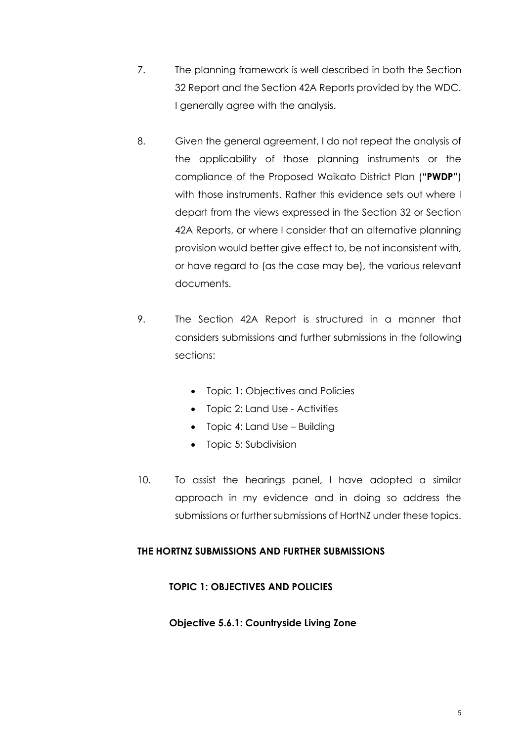7. The planning framework is well described in both the Section 32 Report and the Section 42A Reports provided by the WDC. I generally agree with the analysis.

8. Given the general agreement, I do not repeat the analysis of the applicability of those planning instruments or the compliance of the Proposed Waikato District Plan (**"PWDP"**) with those instruments. Rather this evidence sets out where I depart from the views expressed in the Section 32 or Section 42A Reports, or where I consider that an alternative planning provision would better give effect to, be not inconsistent with, or have regard to (as the case may be), the various relevant documents.

9. The Section 42A Report is structured in a manner that considers submissions and further submissions in the following sections:

   - Topic 1: Objectives and Policies
   - Topic 2: Land Use - Activities
   - Topic 4: Land Use – Building
   - Topic 5: Subdivision

10. To assist the hearings panel, I have adopted a similar approach in my evidence and in doing so address the submissions or further submissions of HortNZ under these topics.

## THE HORTNZ SUBMISSIONS AND FURTHER SUBMISSIONS

### TOPIC 1: OBJECTIVES AND POLICIES

#### Objective 5.6.1: Countryside Living Zone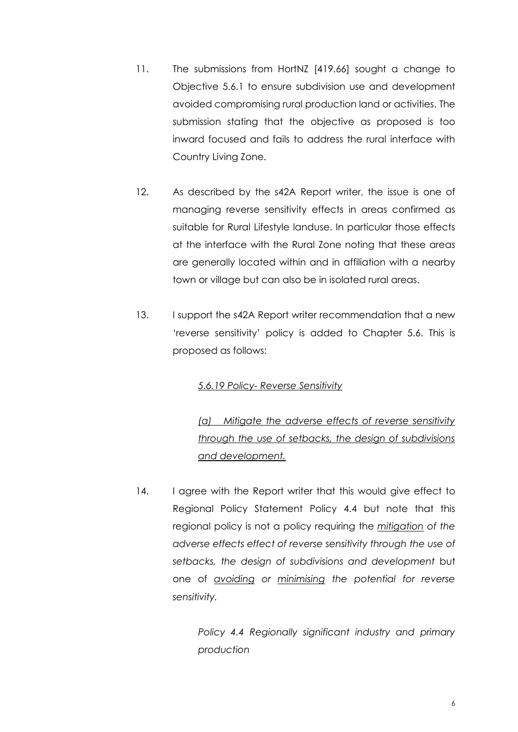11. The submissions from HortNZ [419.66] sought a change to Objective 5.6.1 to ensure subdivision use and development avoided compromising rural production land or activities. The submission stating that the objective as proposed is too inward focused and fails to address the rural interface with Country Living Zone.

12. As described by the s42A Report writer, the issue is one of managing reverse sensitivity effects in areas confirmed as suitable for Rural Lifestyle landuse. In particular those effects at the interface with the Rural Zone noting that these areas are generally located within and in affiliation with a nearby town or village but can also be in isolated rural areas.

13. I support the s42A Report writer recommendation that a new 'reverse sensitivity' policy is added to Chapter 5.6. This is proposed as follows:

    <u>*5.6.19 Policy- Reverse Sensitivity*</u>

    <u>*(a) Mitigate the adverse effects of reverse sensitivity through the use of setbacks, the design of subdivisions and development.*</u>

14. I agree with the Report writer that this would give effect to Regional Policy Statement Policy 4.4 but note that this regional policy is not a policy requiring the *<u>mitigation</u> of the adverse effects effect of reverse sensitivity through the use of setbacks, the design of subdivisions and development* but one of *<u>avoiding</u> or <u>minimising</u> the potential for reverse sensitivity.*

    > *Policy 4.4 Regionally significant industry and primary production*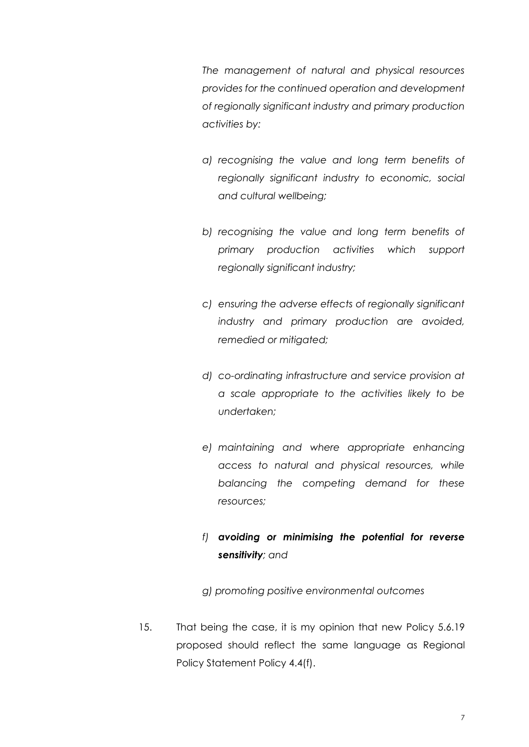> *The management of natural and physical resources provides for the continued operation and development of regionally significant industry and primary production activities by:*
>
> *a) recognising the value and long term benefits of regionally significant industry to economic, social and cultural wellbeing;*
>
> *b) recognising the value and long term benefits of primary production activities which support regionally significant industry;*
>
> *c) ensuring the adverse effects of regionally significant industry and primary production are avoided, remedied or mitigated;*
>
> *d) co-ordinating infrastructure and service provision at a scale appropriate to the activities likely to be undertaken;*
>
> *e) maintaining and where appropriate enhancing access to natural and physical resources, while balancing the competing demand for these resources;*
>
> *f) **avoiding or minimising the potential for reverse sensitivity**; and*
>
> *g) promoting positive environmental outcomes*

15. That being the case, it is my opinion that new Policy 5.6.19 proposed should reflect the same language as Regional Policy Statement Policy 4.4(f).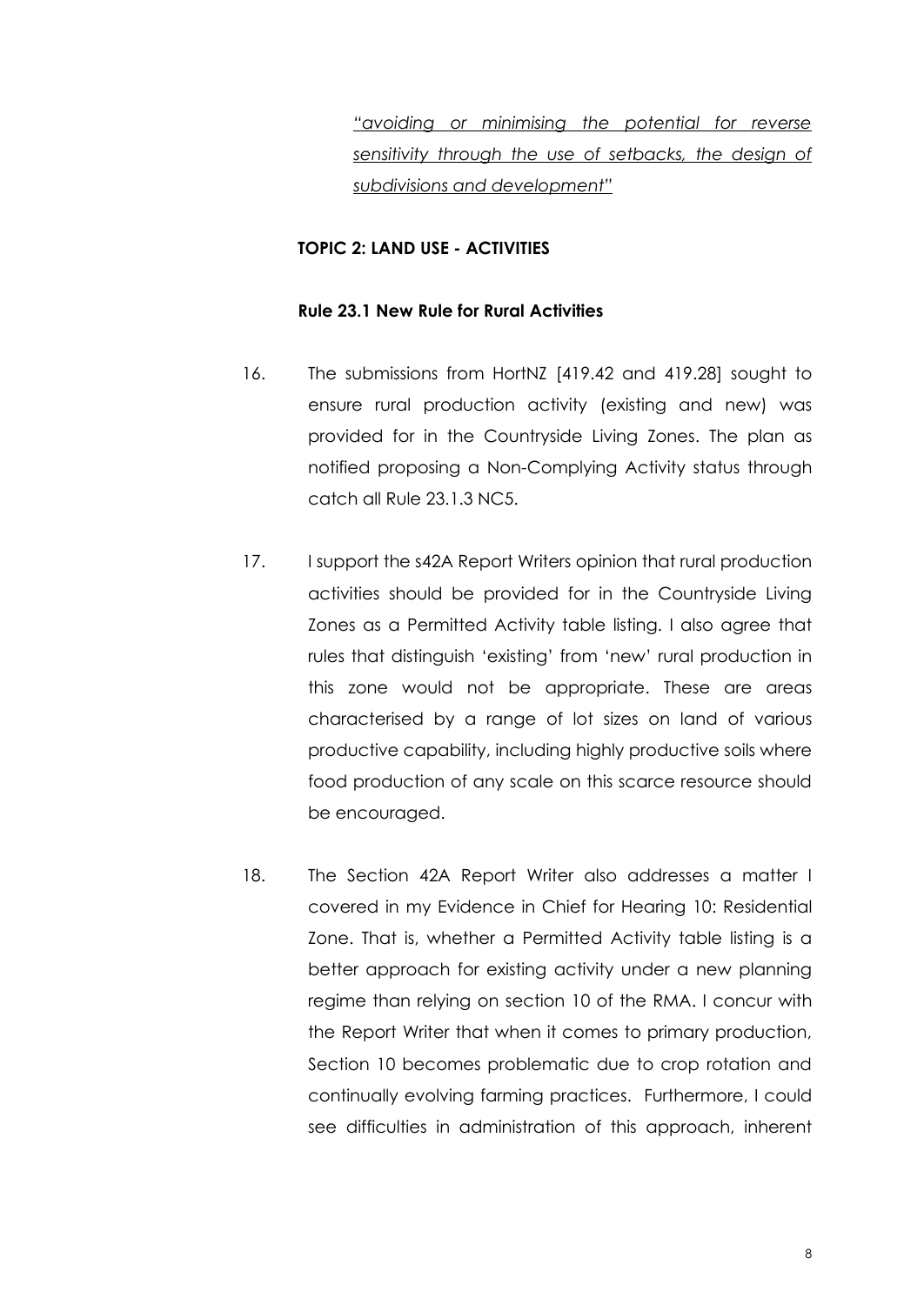<u>*"avoiding or minimising the potential for reverse sensitivity through the use of setbacks, the design of subdivisions and development"*</u>

**TOPIC 2: LAND USE - ACTIVITIES**

**Rule 23.1 New Rule for Rural Activities**

16. The submissions from HortNZ [419.42 and 419.28] sought to ensure rural production activity (existing and new) was provided for in the Countryside Living Zones. The plan as notified proposing a Non-Complying Activity status through catch all Rule 23.1.3 NC5.

17. I support the s42A Report Writers opinion that rural production activities should be provided for in the Countryside Living Zones as a Permitted Activity table listing. I also agree that rules that distinguish 'existing' from 'new' rural production in this zone would not be appropriate. These are areas characterised by a range of lot sizes on land of various productive capability, including highly productive soils where food production of any scale on this scarce resource should be encouraged.

18. The Section 42A Report Writer also addresses a matter I covered in my Evidence in Chief for Hearing 10: Residential Zone. That is, whether a Permitted Activity table listing is a better approach for existing activity under a new planning regime than relying on section 10 of the RMA. I concur with the Report Writer that when it comes to primary production, Section 10 becomes problematic due to crop rotation and continually evolving farming practices. Furthermore, I could see difficulties in administration of this approach, inherent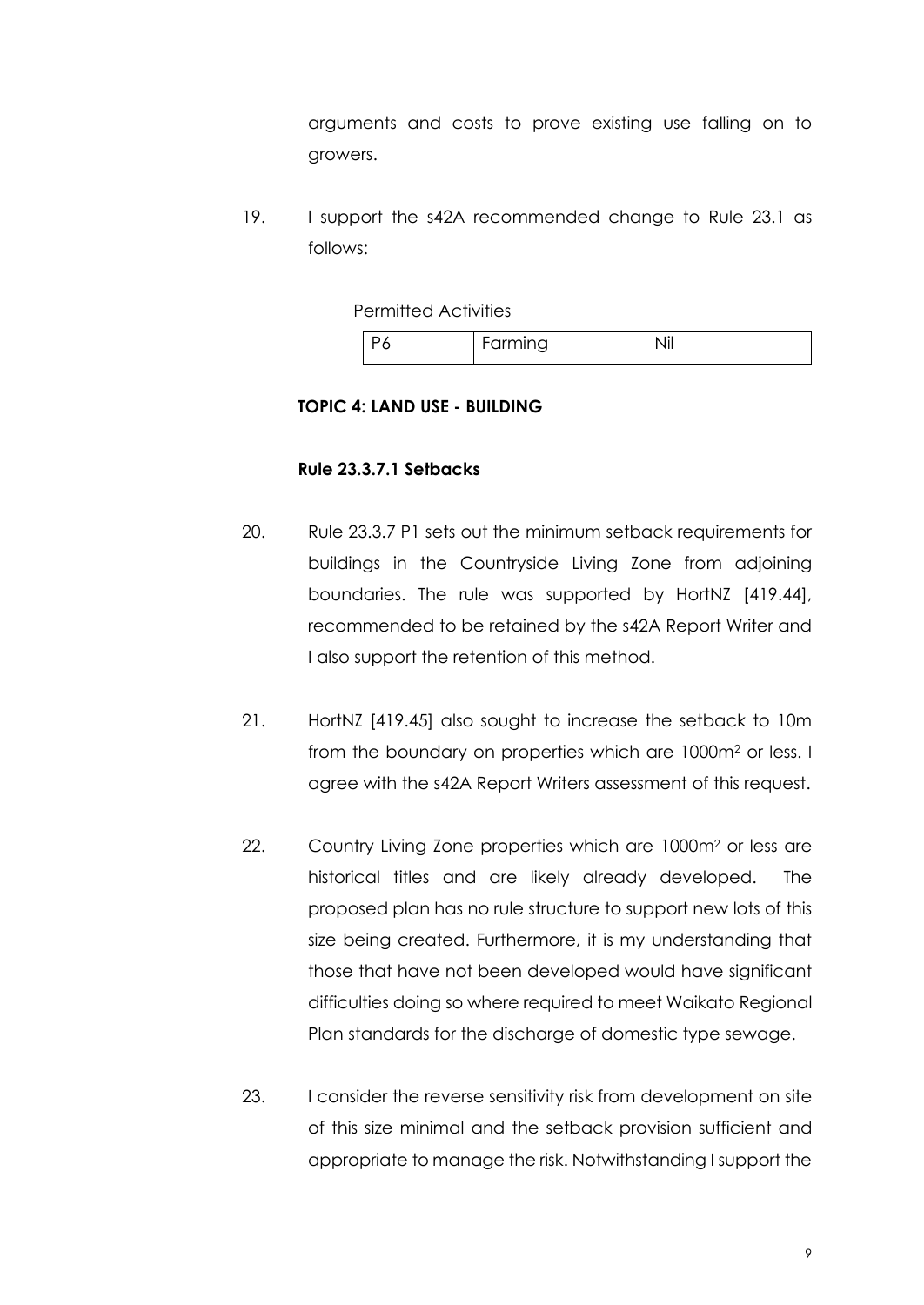arguments and costs to prove existing use falling on to growers.

19. I support the s42A recommended change to Rule 23.1 as follows:

Permitted Activities

| P6 | Farming | Nil |
|---|---|---|

**TOPIC 4: LAND USE - BUILDING**

**Rule 23.3.7.1 Setbacks**

20. Rule 23.3.7 P1 sets out the minimum setback requirements for buildings in the Countryside Living Zone from adjoining boundaries. The rule was supported by HortNZ [419.44], recommended to be retained by the s42A Report Writer and I also support the retention of this method.

21. HortNZ [419.45] also sought to increase the setback to 10m from the boundary on properties which are 1000m$^2$ or less. I agree with the s42A Report Writers assessment of this request.

22. Country Living Zone properties which are 1000m$^2$ or less are historical titles and are likely already developed. The proposed plan has no rule structure to support new lots of this size being created. Furthermore, it is my understanding that those that have not been developed would have significant difficulties doing so where required to meet Waikato Regional Plan standards for the discharge of domestic type sewage.

23. I consider the reverse sensitivity risk from development on site of this size minimal and the setback provision sufficient and appropriate to manage the risk. Notwithstanding I support the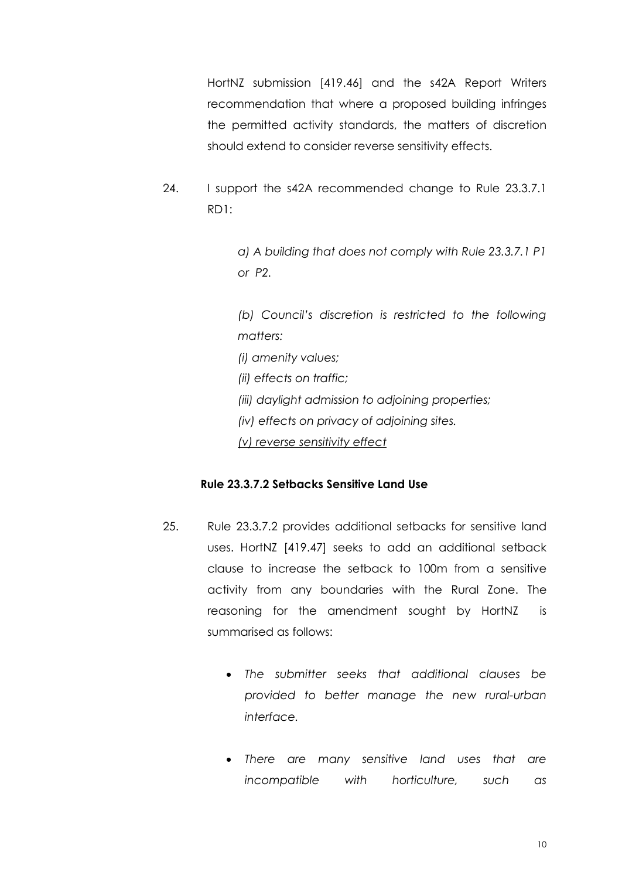HortNZ submission [419.46] and the s42A Report Writers recommendation that where a proposed building infringes the permitted activity standards, the matters of discretion should extend to consider reverse sensitivity effects.

24. I support the s42A recommended change to Rule 23.3.7.1 RD1:

> *a) A building that does not comply with Rule 23.3.7.1 P1 or P2.*
>
> *(b) Council's discretion is restricted to the following matters:*
>
> *(i) amenity values;*
>
> *(ii) effects on traffic;*
>
> *(iii) daylight admission to adjoining properties;*
>
> *(iv) effects on privacy of adjoining sites.*
>
> <u>*(v) reverse sensitivity effect*</u>

**Rule 23.3.7.2 Setbacks Sensitive Land Use**

25. Rule 23.3.7.2 provides additional setbacks for sensitive land uses. HortNZ [419.47] seeks to add an additional setback clause to increase the setback to 100m from a sensitive activity from any boundaries with the Rural Zone. The reasoning for the amendment sought by HortNZ is summarised as follows:

    - *The submitter seeks that additional clauses be provided to better manage the new rural-urban interface.*
    - *There are many sensitive land uses that are incompatible with horticulture, such as*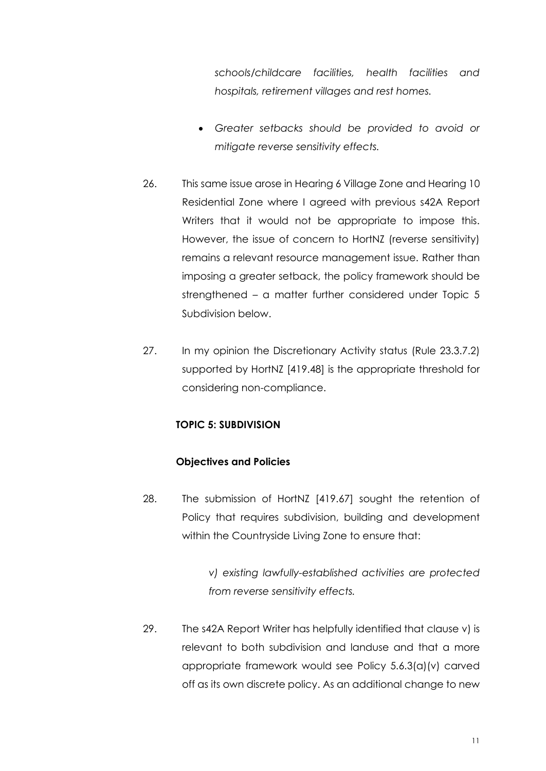*schools/childcare facilities, health facilities and hospitals, retirement villages and rest homes.*

- *Greater setbacks should be provided to avoid or mitigate reverse sensitivity effects.*

26. This same issue arose in Hearing 6 Village Zone and Hearing 10 Residential Zone where I agreed with previous s42A Report Writers that it would not be appropriate to impose this. However, the issue of concern to HortNZ (reverse sensitivity) remains a relevant resource management issue. Rather than imposing a greater setback, the policy framework should be strengthened – a matter further considered under Topic 5 Subdivision below.

27. In my opinion the Discretionary Activity status (Rule 23.3.7.2) supported by HortNZ [419.48] is the appropriate threshold for considering non-compliance.

**TOPIC 5: SUBDIVISION**

**Objectives and Policies**

28. The submission of HortNZ [419.67] sought the retention of Policy that requires subdivision, building and development within the Countryside Living Zone to ensure that:

    *v) existing lawfully-established activities are protected from reverse sensitivity effects.*

29. The s42A Report Writer has helpfully identified that clause v) is relevant to both subdivision and landuse and that a more appropriate framework would see Policy 5.6.3(a)(v) carved off as its own discrete policy. As an additional change to new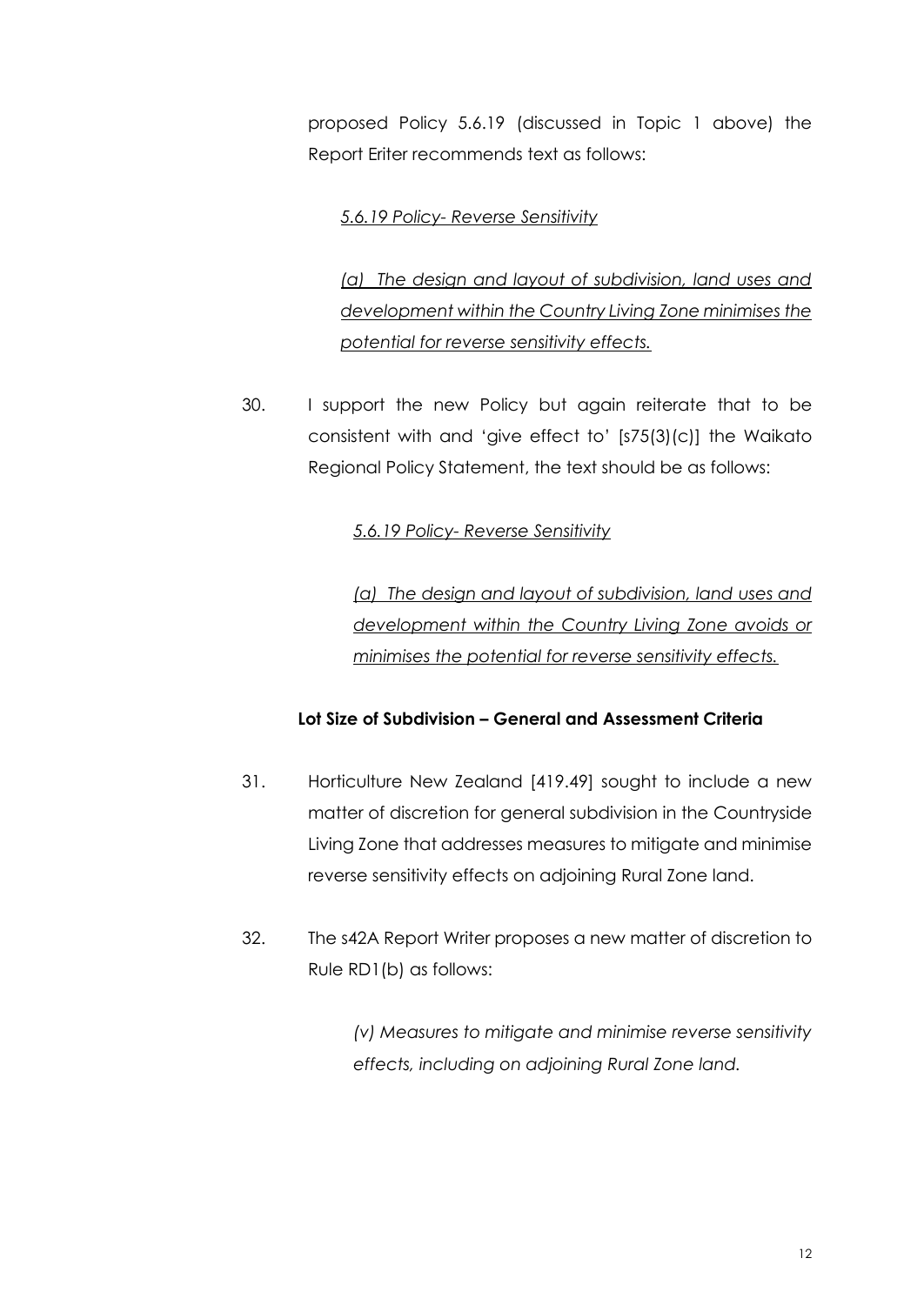proposed Policy 5.6.19 (discussed in Topic 1 above) the Report Eriter recommends text as follows:

*5.6.19 Policy- Reverse Sensitivity*

*(a) The design and layout of subdivision, land uses and development within the Country Living Zone minimises the potential for reverse sensitivity effects.*

30. I support the new Policy but again reiterate that to be consistent with and 'give effect to' [s75(3)(c)] the Waikato Regional Policy Statement, the text should be as follows:

    *5.6.19 Policy- Reverse Sensitivity*

    *(a) The design and layout of subdivision, land uses and development within the Country Living Zone avoids or minimises the potential for reverse sensitivity effects.*

**Lot Size of Subdivision – General and Assessment Criteria**

31. Horticulture New Zealand [419.49] sought to include a new matter of discretion for general subdivision in the Countryside Living Zone that addresses measures to mitigate and minimise reverse sensitivity effects on adjoining Rural Zone land.

32. The s42A Report Writer proposes a new matter of discretion to Rule RD1(b) as follows:

    *(v) Measures to mitigate and minimise reverse sensitivity effects, including on adjoining Rural Zone land.*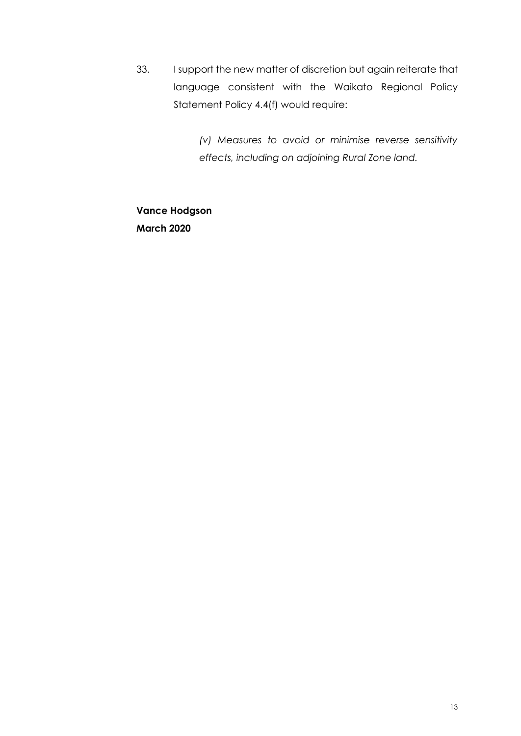33. I support the new matter of discretion but again reiterate that language consistent with the Waikato Regional Policy Statement Policy 4.4(f) would require:

> *(v) Measures to avoid or minimise reverse sensitivity effects, including on adjoining Rural Zone land.*

**Vance Hodgson**
**March 2020**